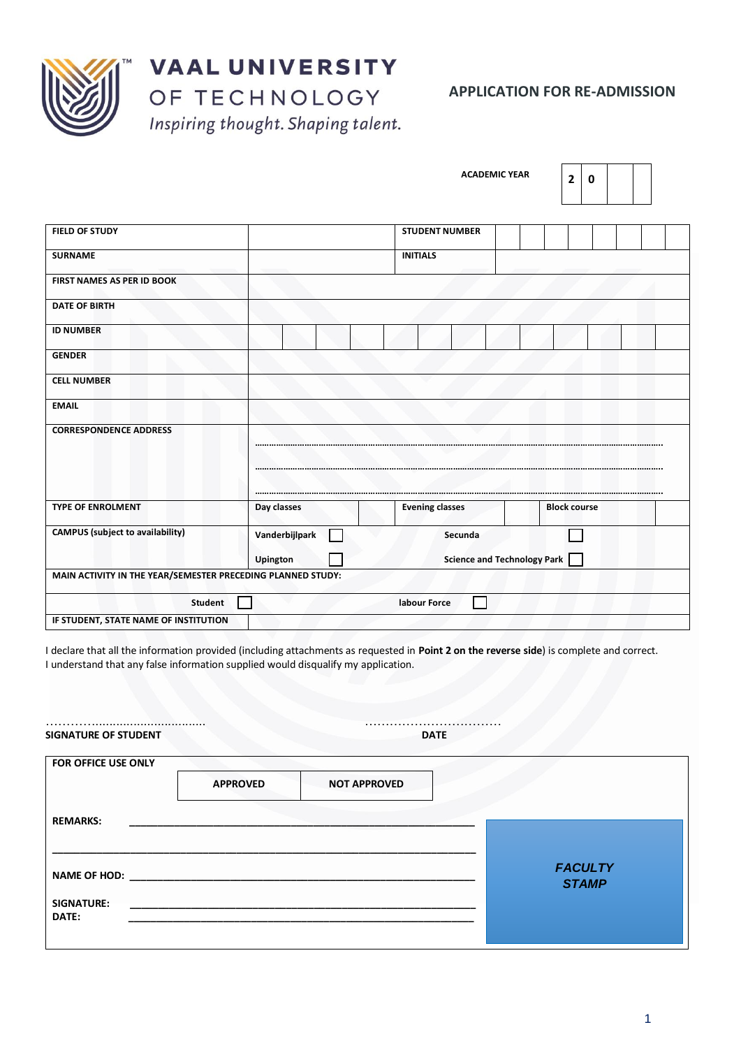# VAAL UNIVERSITY OF TECHNOLOGY

*Inspiring thought. Shaping talent.*

## APPLICATION FOR RE-ADMISSION

**ACADEMIC YEAR** | 2 | 0 | | |

| FIELD OF STUDY | | STUDENT NUMBER | |
|---|---|---|---|
| SURNAME | | INITIALS | |
| FIRST NAMES AS PER ID BOOK | | | |
| DATE OF BIRTH | | | |
| ID NUMBER | | | |
| GENDER | | | |
| CELL NUMBER | | | |
| EMAIL | | | |
| CORRESPONDENCE ADDRESS | ………………………………………………………… ………………………………………………………… ………………………………………………………… | | |
| TYPE OF ENROLMENT | Day classes ☐ | Evening classes ☐ | Block course ☐ |
| CAMPUS (subject to availability) | Vanderbijlpark ☐ Upington ☐ | Secunda ☐ Science and Technology Park ☐ | |
| MAIN ACTIVITY IN THE YEAR/SEMESTER PRECEDING PLANNED STUDY: | | | |
| Student ☐ | labour Force ☐ | | |
| IF STUDENT, STATE NAME OF INSTITUTION | | | |

I declare that all the information provided (including attachments as requested in **Point 2 on the reverse side**) is complete and correct. I understand that any false information supplied would disqualify my application.

……………………………………… ……………………………
**SIGNATURE OF STUDENT** **DATE**

**FOR OFFICE USE ONLY**

| APPROVED | NOT APPROVED |
|---|---|
| | |

**REMARKS:** ________________________________________________

________________________________________________

**NAME OF HOD:** ________________________________________________

**SIGNATURE:** ________________________________________________

**DATE:** ________________________________________________

***FACULTY STAMP***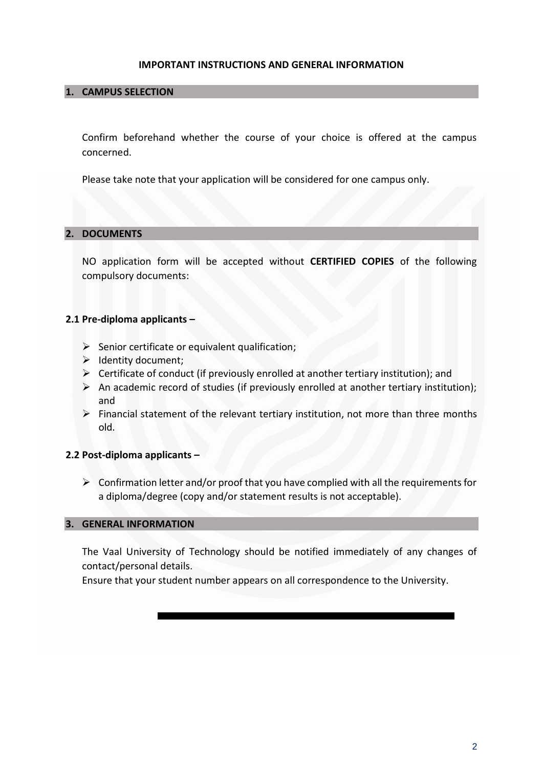## IMPORTANT INSTRUCTIONS AND GENERAL INFORMATION

### 1. CAMPUS SELECTION

Confirm beforehand whether the course of your choice is offered at the campus concerned.

Please take note that your application will be considered for one campus only.

### 2. DOCUMENTS

NO application form will be accepted without **CERTIFIED COPIES** of the following compulsory documents:

**2.1 Pre-diploma applicants –**

- Senior certificate or equivalent qualification;
- Identity document;
- Certificate of conduct (if previously enrolled at another tertiary institution); and
- An academic record of studies (if previously enrolled at another tertiary institution); and
- Financial statement of the relevant tertiary institution, not more than three months old.

**2.2 Post-diploma applicants –**

- Confirmation letter and/or proof that you have complied with all the requirements for a diploma/degree (copy and/or statement results is not acceptable).

### 3. GENERAL INFORMATION

The Vaal University of Technology should be notified immediately of any changes of contact/personal details.
Ensure that your student number appears on all correspondence to the University.